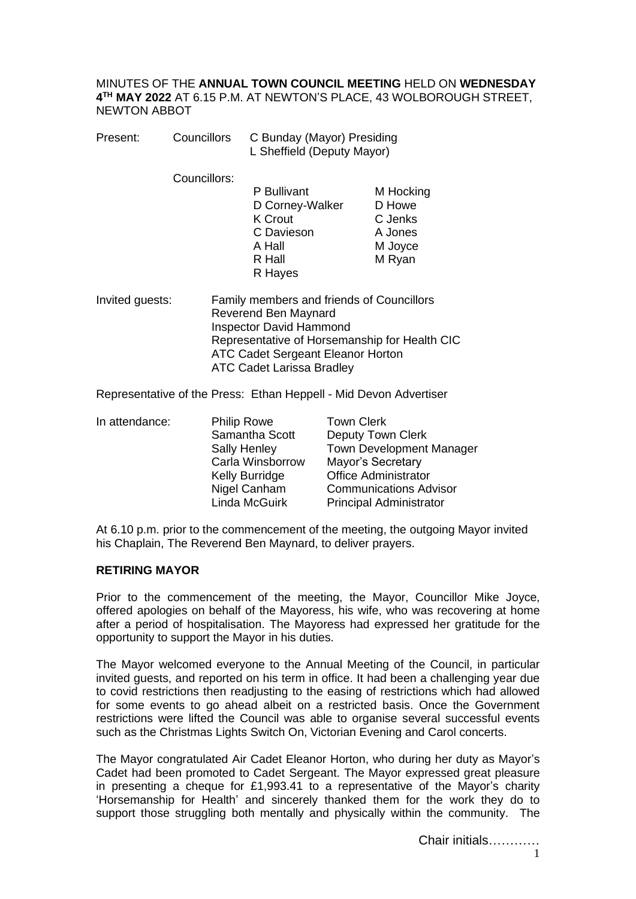MINUTES OF THE **ANNUAL TOWN COUNCIL MEETING** HELD ON **WEDNESDAY 4TH MAY 2022** AT 6.15 P.M. AT NEWTON'S PLACE, 43 WOLBOROUGH STREET, NEWTON ABBOT

Present: Councillors C Bunday (Mayor) Presiding
L Sheffield (Deputy Mayor)

Councillors:

| | |
|---|---|
| P Bullivant | M Hocking |
| D Corney-Walker | D Howe |
| K Crout | C Jenks |
| C Davieson | A Jones |
| A Hall | M Joyce |
| R Hall | M Ryan |
| R Hayes | |

Invited guests:
Family members and friends of Councillors
Reverend Ben Maynard
Inspector David Hammond
Representative of Horsemanship for Health CIC
ATC Cadet Sergeant Eleanor Horton
ATC Cadet Larissa Bradley

Representative of the Press: Ethan Heppell - Mid Devon Advertiser

In attendance:

| | |
|---|---|
| Philip Rowe | Town Clerk |
| Samantha Scott | Deputy Town Clerk |
| Sally Henley | Town Development Manager |
| Carla Winsborrow | Mayor's Secretary |
| Kelly Burridge | Office Administrator |
| Nigel Canham | Communications Advisor |
| Linda McGuirk | Principal Administrator |

At 6.10 p.m. prior to the commencement of the meeting, the outgoing Mayor invited his Chaplain, The Reverend Ben Maynard, to deliver prayers.

**RETIRING MAYOR**

Prior to the commencement of the meeting, the Mayor, Councillor Mike Joyce, offered apologies on behalf of the Mayoress, his wife, who was recovering at home after a period of hospitalisation. The Mayoress had expressed her gratitude for the opportunity to support the Mayor in his duties.

The Mayor welcomed everyone to the Annual Meeting of the Council, in particular invited guests, and reported on his term in office. It had been a challenging year due to covid restrictions then readjusting to the easing of restrictions which had allowed for some events to go ahead albeit on a restricted basis. Once the Government restrictions were lifted the Council was able to organise several successful events such as the Christmas Lights Switch On, Victorian Evening and Carol concerts.

The Mayor congratulated Air Cadet Eleanor Horton, who during her duty as Mayor's Cadet had been promoted to Cadet Sergeant. The Mayor expressed great pleasure in presenting a cheque for £1,993.41 to a representative of the Mayor's charity 'Horsemanship for Health' and sincerely thanked them for the work they do to support those struggling both mentally and physically within the community. The

Chair initials…………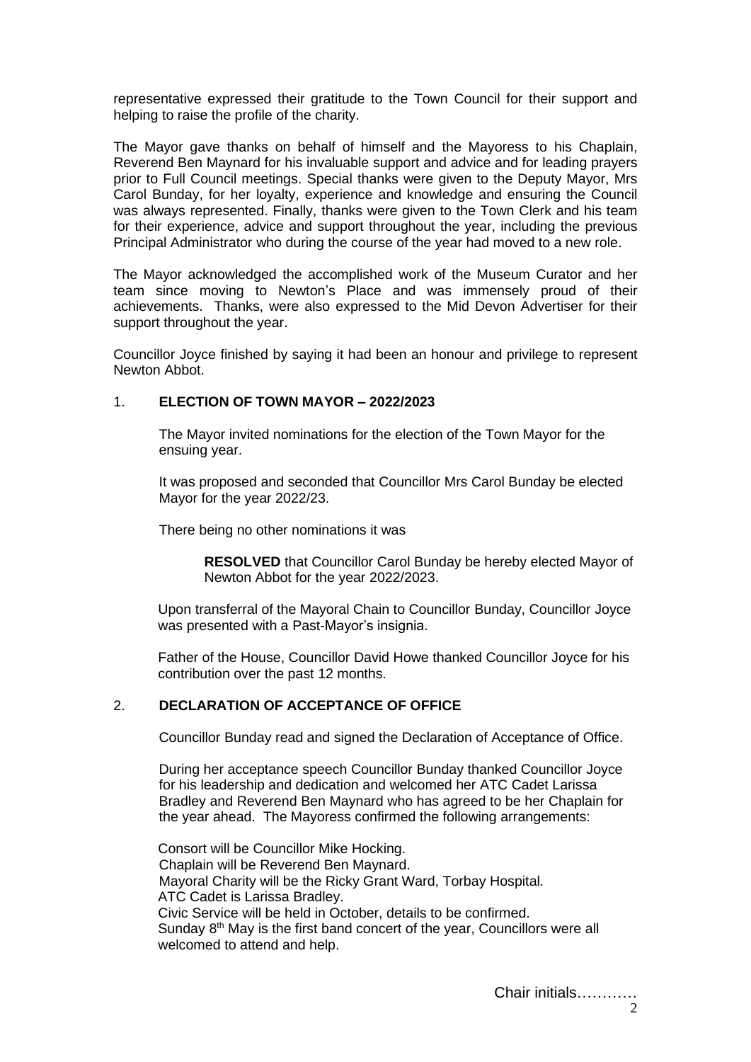representative expressed their gratitude to the Town Council for their support and helping to raise the profile of the charity.

The Mayor gave thanks on behalf of himself and the Mayoress to his Chaplain, Reverend Ben Maynard for his invaluable support and advice and for leading prayers prior to Full Council meetings. Special thanks were given to the Deputy Mayor, Mrs Carol Bunday, for her loyalty, experience and knowledge and ensuring the Council was always represented. Finally, thanks were given to the Town Clerk and his team for their experience, advice and support throughout the year, including the previous Principal Administrator who during the course of the year had moved to a new role.

The Mayor acknowledged the accomplished work of the Museum Curator and her team since moving to Newton's Place and was immensely proud of their achievements. Thanks, were also expressed to the Mid Devon Advertiser for their support throughout the year.

Councillor Joyce finished by saying it had been an honour and privilege to represent Newton Abbot.

## 1. ELECTION OF TOWN MAYOR – 2022/2023

The Mayor invited nominations for the election of the Town Mayor for the ensuing year.

It was proposed and seconded that Councillor Mrs Carol Bunday be elected Mayor for the year 2022/23.

There being no other nominations it was

> **RESOLVED** that Councillor Carol Bunday be hereby elected Mayor of Newton Abbot for the year 2022/2023.

Upon transferral of the Mayoral Chain to Councillor Bunday, Councillor Joyce was presented with a Past-Mayor's insignia.

Father of the House, Councillor David Howe thanked Councillor Joyce for his contribution over the past 12 months.

## 2. DECLARATION OF ACCEPTANCE OF OFFICE

Councillor Bunday read and signed the Declaration of Acceptance of Office.

During her acceptance speech Councillor Bunday thanked Councillor Joyce for his leadership and dedication and welcomed her ATC Cadet Larissa Bradley and Reverend Ben Maynard who has agreed to be her Chaplain for the year ahead. The Mayoress confirmed the following arrangements:

Consort will be Councillor Mike Hocking.
Chaplain will be Reverend Ben Maynard.
Mayoral Charity will be the Ricky Grant Ward, Torbay Hospital.
ATC Cadet is Larissa Bradley.
Civic Service will be held in October, details to be confirmed.
Sunday 8th May is the first band concert of the year, Councillors were all welcomed to attend and help.

Chair initials…………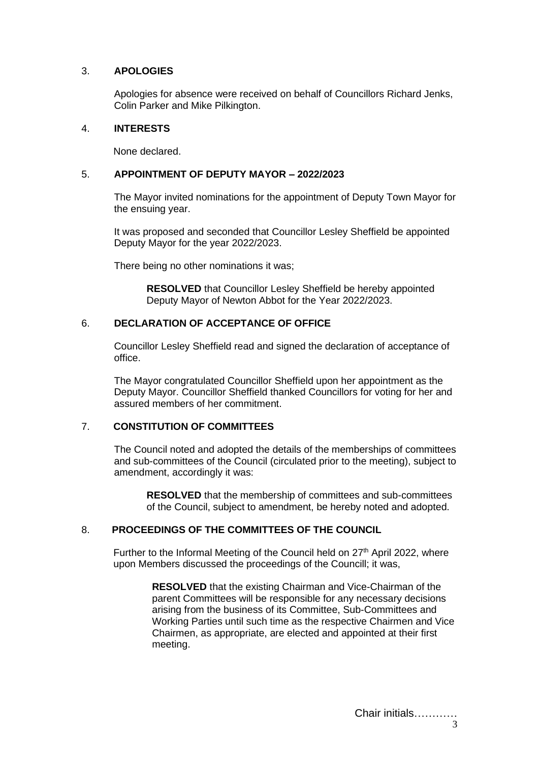## 3. APOLOGIES

Apologies for absence were received on behalf of Councillors Richard Jenks, Colin Parker and Mike Pilkington.

## 4. INTERESTS

None declared.

## 5. APPOINTMENT OF DEPUTY MAYOR – 2022/2023

The Mayor invited nominations for the appointment of Deputy Town Mayor for the ensuing year.

It was proposed and seconded that Councillor Lesley Sheffield be appointed Deputy Mayor for the year 2022/2023.

There being no other nominations it was;

> **RESOLVED** that Councillor Lesley Sheffield be hereby appointed Deputy Mayor of Newton Abbot for the Year 2022/2023.

## 6. DECLARATION OF ACCEPTANCE OF OFFICE

Councillor Lesley Sheffield read and signed the declaration of acceptance of office.

The Mayor congratulated Councillor Sheffield upon her appointment as the Deputy Mayor. Councillor Sheffield thanked Councillors for voting for her and assured members of her commitment.

## 7. CONSTITUTION OF COMMITTEES

The Council noted and adopted the details of the memberships of committees and sub-committees of the Council (circulated prior to the meeting), subject to amendment, accordingly it was:

> **RESOLVED** that the membership of committees and sub-committees of the Council, subject to amendment, be hereby noted and adopted.

## 8. PROCEEDINGS OF THE COMMITTEES OF THE COUNCIL

Further to the Informal Meeting of the Council held on 27th April 2022, where upon Members discussed the proceedings of the Councill; it was,

> **RESOLVED** that the existing Chairman and Vice-Chairman of the parent Committees will be responsible for any necessary decisions arising from the business of its Committee, Sub-Committees and Working Parties until such time as the respective Chairmen and Vice Chairmen, as appropriate, are elected and appointed at their first meeting.

Chair initials…………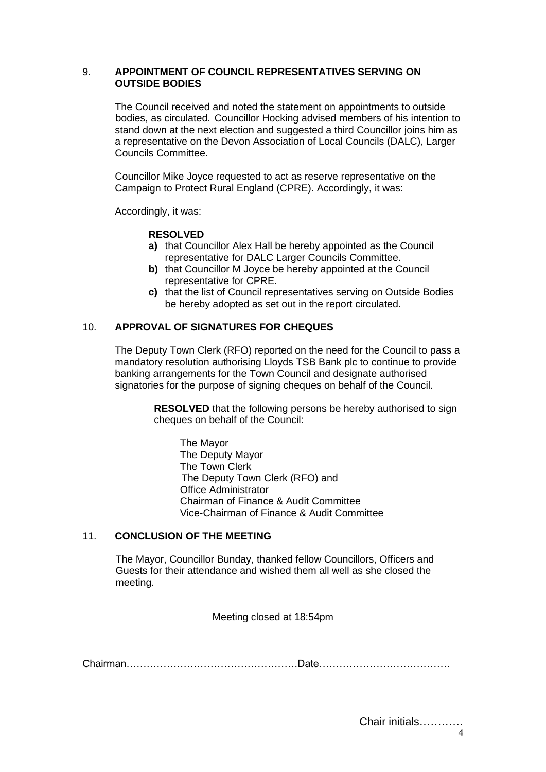## 9. APPOINTMENT OF COUNCIL REPRESENTATIVES SERVING ON OUTSIDE BODIES

The Council received and noted the statement on appointments to outside bodies, as circulated. Councillor Hocking advised members of his intention to stand down at the next election and suggested a third Councillor joins him as a representative on the Devon Association of Local Councils (DALC), Larger Councils Committee.

Councillor Mike Joyce requested to act as reserve representative on the Campaign to Protect Rural England (CPRE). Accordingly, it was:

Accordingly, it was:

**RESOLVED**

**a)** that Councillor Alex Hall be hereby appointed as the Council representative for DALC Larger Councils Committee.

**b)** that Councillor M Joyce be hereby appointed at the Council representative for CPRE.

**c)** that the list of Council representatives serving on Outside Bodies be hereby adopted as set out in the report circulated.

## 10. APPROVAL OF SIGNATURES FOR CHEQUES

The Deputy Town Clerk (RFO) reported on the need for the Council to pass a mandatory resolution authorising Lloyds TSB Bank plc to continue to provide banking arrangements for the Town Council and designate authorised signatories for the purpose of signing cheques on behalf of the Council.

**RESOLVED** that the following persons be hereby authorised to sign cheques on behalf of the Council:

The Mayor
The Deputy Mayor
The Town Clerk
The Deputy Town Clerk (RFO) and
Office Administrator
Chairman of Finance & Audit Committee
Vice-Chairman of Finance & Audit Committee

## 11. CONCLUSION OF THE MEETING

The Mayor, Councillor Bunday, thanked fellow Councillors, Officers and Guests for their attendance and wished them all well as she closed the meeting.

Meeting closed at 18:54pm

Chairman……………………………………………Date…………………………………

Chair initials…………